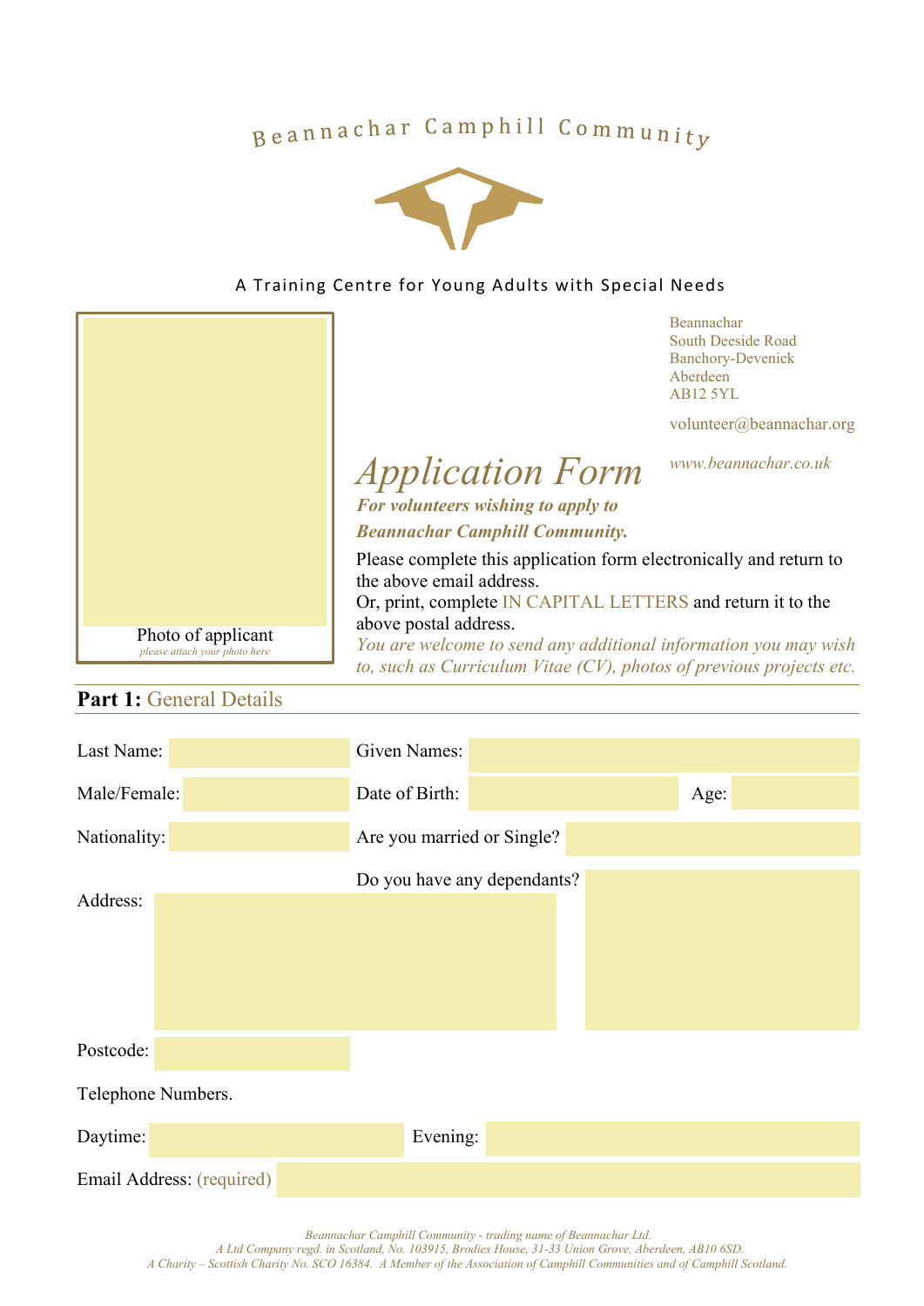# Beannachar Camphill Community

A Training Centre for Young Adults with Special Needs

Beannachar
South Deeside Road
Banchory-Devenick
Aberdeen
AB12 5YL

volunteer@beannachar.org

*www.beannachar.co.uk*

Photo of applicant
*please attach your photo here*

# *Application Form*

***For volunteers wishing to apply to Beannachar Camphill Community.***

Please complete this application form electronically and return to the above email address.
Or, print, complete IN CAPITAL LETTERS and return it to the above postal address.
*You are welcome to send any additional information you may wish to, such as Curriculum Vitae (CV), photos of previous projects etc.*

## **Part 1:** General Details

Last Name: ______ Given Names: ______

Male/Female: ______ Date of Birth: ______ Age: ______

Nationality: ______ Are you married or Single? ______

Address: ______

Do you have any dependants? ______

Postcode: ______

Telephone Numbers.

Daytime: ______ Evening: ______

Email Address: (required) ______

*Beannachar Camphill Community - trading name of Beannachar Ltd.*
*A Ltd Company regd. in Scotland, No. 103915, Brodies House, 31-33 Union Grove, Aberdeen, AB10 6SD.*
*A Charity – Scottish Charity No. SCO 16384. A Member of the Association of Camphill Communities and of Camphill Scotland.*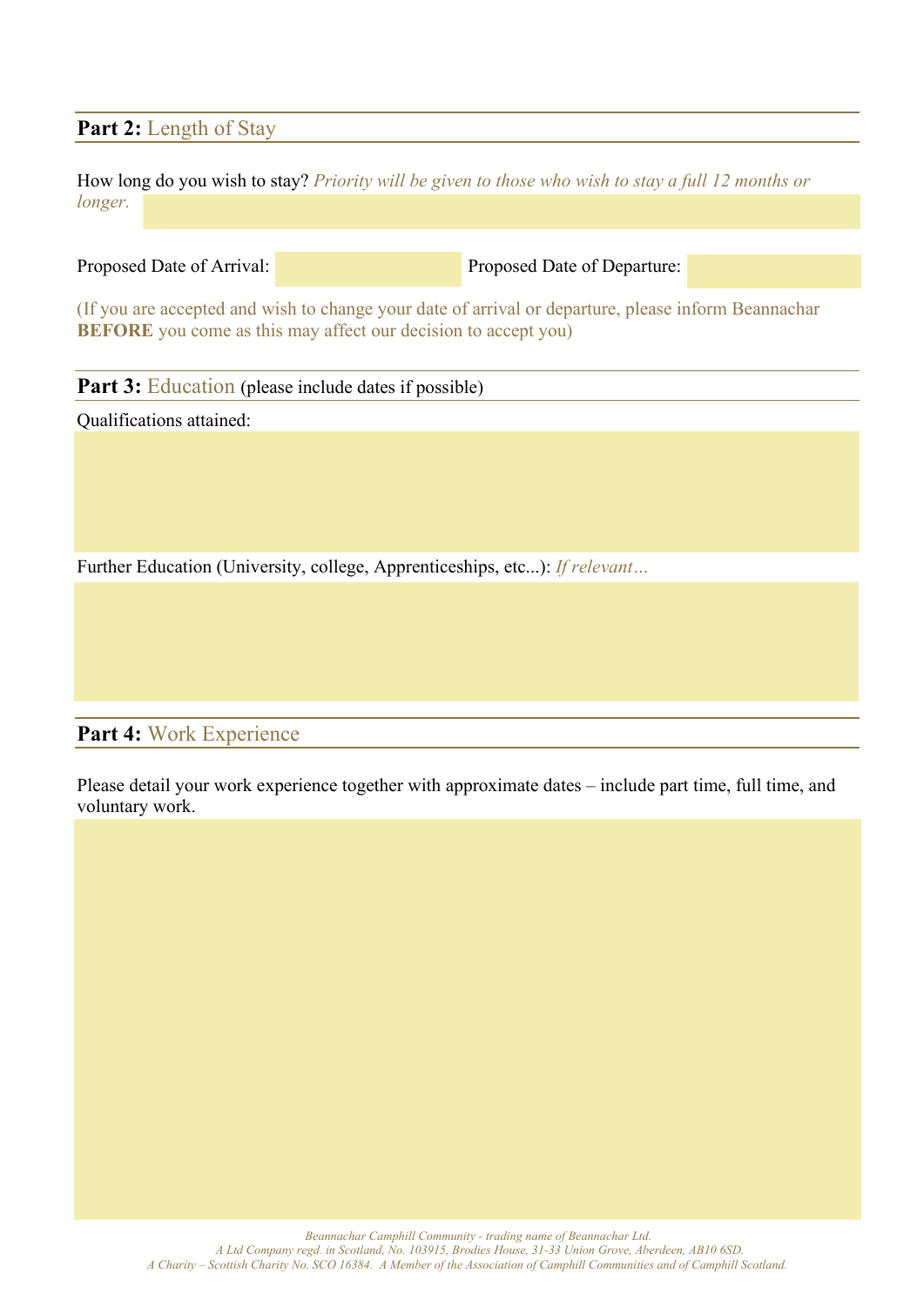## **Part 2:** Length of Stay

How long do you wish to stay? *Priority will be given to those who wish to stay a full 12 months or longer.*

Proposed Date of Arrival: Proposed Date of Departure:

(If you are accepted and wish to change your date of arrival or departure, please inform Beannachar **BEFORE** you come as this may affect our decision to accept you)

## **Part 3:** Education (please include dates if possible)

Qualifications attained:

Further Education (University, college, Apprenticeships, etc...): *If relevant…*

## **Part 4:** Work Experience

Please detail your work experience together with approximate dates – include part time, full time, and voluntary work.

*Beannachar Camphill Community - trading name of Beannachar Ltd.*
*A Ltd Company regd. in Scotland, No. 103915, Brodies House, 31-33 Union Grove, Aberdeen, AB10 6SD.*
*A Charity – Scottish Charity No. SCO 16384. A Member of the Association of Camphill Communities and of Camphill Scotland.*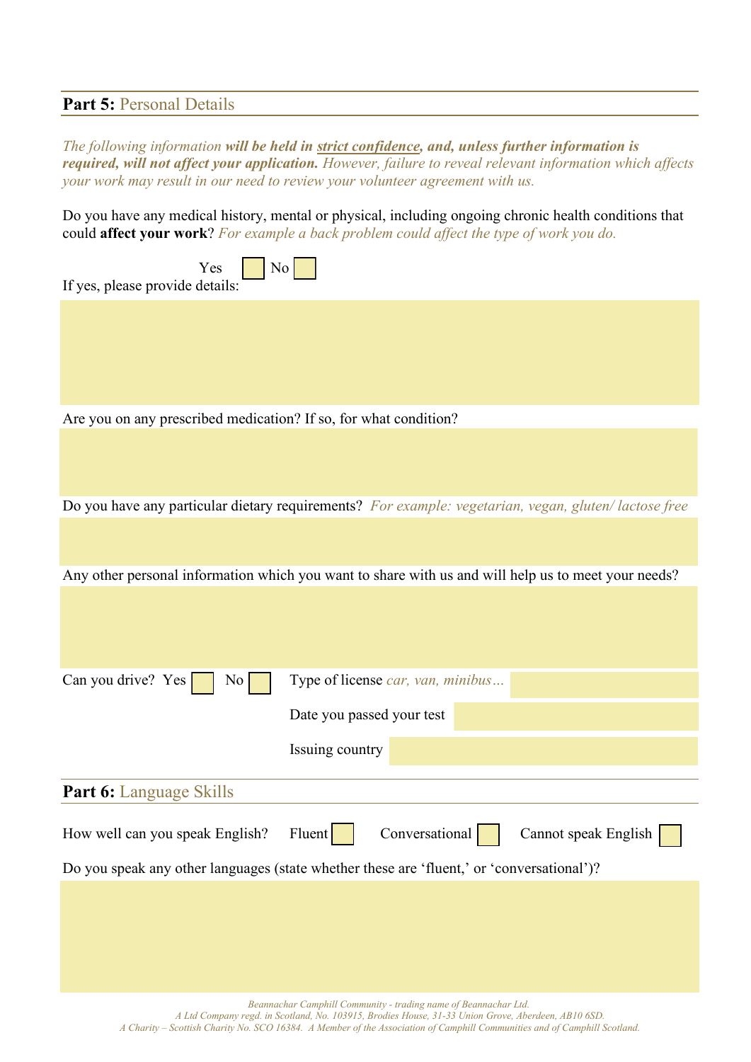## **Part 5:** Personal Details

*The following information* ***will be held in <u>strict confidence</u>, and, unless further information is required, will not affect your application.*** *However, failure to reveal relevant information which affects your work may result in our need to review your volunteer agreement with us.*

Do you have any medical history, mental or physical, including ongoing chronic health conditions that could **affect your work**? *For example a back problem could affect the type of work you do.*

Yes ☐ No ☐

If yes, please provide details:

Are you on any prescribed medication? If so, for what condition?

Do you have any particular dietary requirements? *For example: vegetarian, vegan, gluten/ lactose free*

Any other personal information which you want to share with us and will help us to meet your needs?

Can you drive? Yes ☐ No ☐

Type of license *car, van, minibus…*

Date you passed your test

Issuing country

## **Part 6:** Language Skills

How well can you speak English? Fluent ☐ Conversational ☐ Cannot speak English ☐

Do you speak any other languages (state whether these are 'fluent,' or 'conversational')?

*Beannachar Camphill Community - trading name of Beannachar Ltd.*
*A Ltd Company regd. in Scotland, No. 103915, Brodies House, 31-33 Union Grove, Aberdeen, AB10 6SD.*
*A Charity – Scottish Charity No. SCO 16384. A Member of the Association of Camphill Communities and of Camphill Scotland.*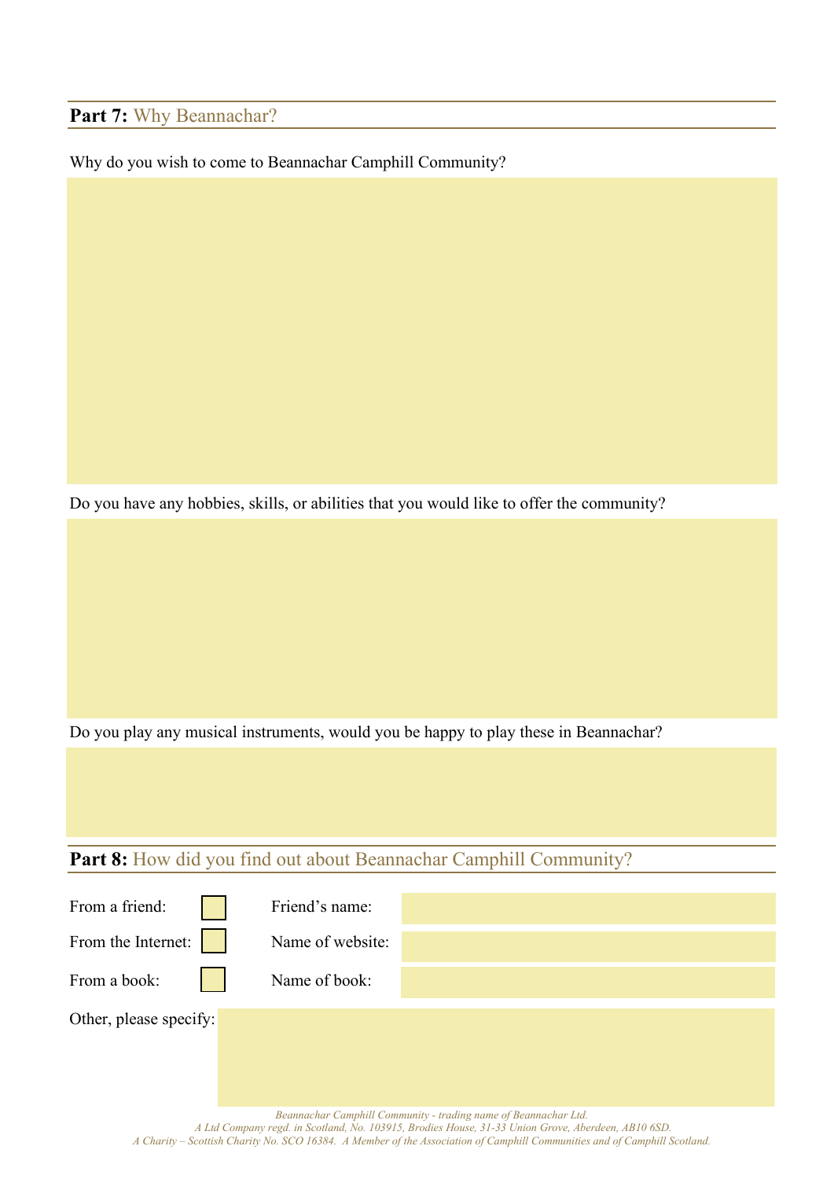## **Part 7:** Why Beannachar?

Why do you wish to come to Beannachar Camphill Community?

Do you have any hobbies, skills, or abilities that you would like to offer the community?

Do you play any musical instruments, would you be happy to play these in Beannachar?

## **Part 8:** How did you find out about Beannachar Camphill Community?

| | | | |
|---|---|---|---|
| From a friend: | ☐ | Friend's name: | |
| From the Internet: | ☐ | Name of website: | |
| From a book: | ☐ | Name of book: | |

Other, please specify:

*Beannachar Camphill Community - trading name of Beannachar Ltd.*
*A Ltd Company regd. in Scotland, No. 103915, Brodies House, 31-33 Union Grove, Aberdeen, AB10 6SD.*
*A Charity – Scottish Charity No. SCO 16384. A Member of the Association of Camphill Communities and of Camphill Scotland.*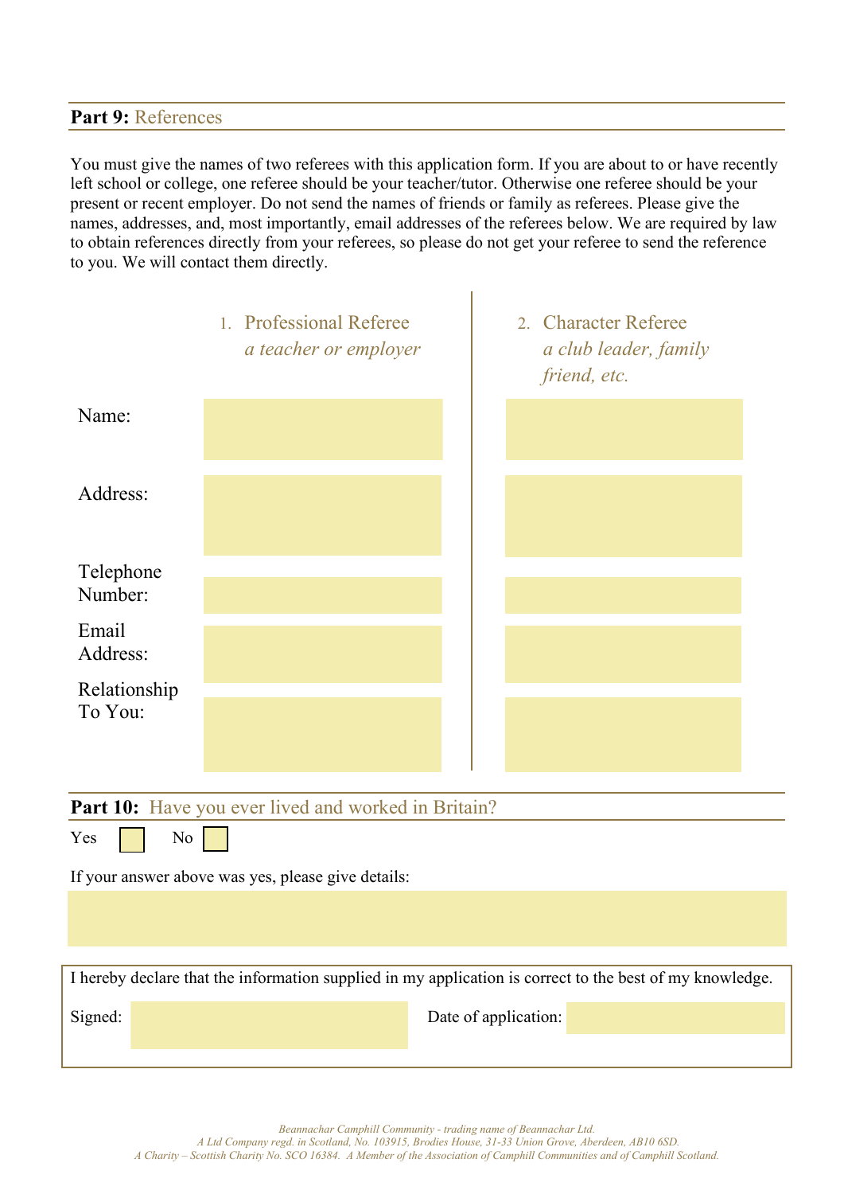## **Part 9:** References

You must give the names of two referees with this application form. If you are about to or have recently left school or college, one referee should be your teacher/tutor. Otherwise one referee should be your present or recent employer. Do not send the names of friends or family as referees. Please give the names, addresses, and, most importantly, email addresses of the referees below. We are required by law to obtain references directly from your referees, so please do not get your referee to send the reference to you. We will contact them directly.

| | 1. Professional Referee *a teacher or employer* | 2. Character Referee *a club leader, family friend, etc.* |
|---|---|---|
| Name: | | |
| Address: | | |
| Telephone Number: | | |
| Email Address: | | |
| Relationship To You: | | |

## **Part 10:** Have you ever lived and worked in Britain?

Yes ☐ No ☐

If your answer above was yes, please give details:

I hereby declare that the information supplied in my application is correct to the best of my knowledge.

Signed: Date of application:

*Beannachar Camphill Community - trading name of Beannachar Ltd.*
*A Ltd Company regd. in Scotland, No. 103915, Brodies House, 31-33 Union Grove, Aberdeen, AB10 6SD.*
*A Charity – Scottish Charity No. SCO 16384. A Member of the Association of Camphill Communities and of Camphill Scotland.*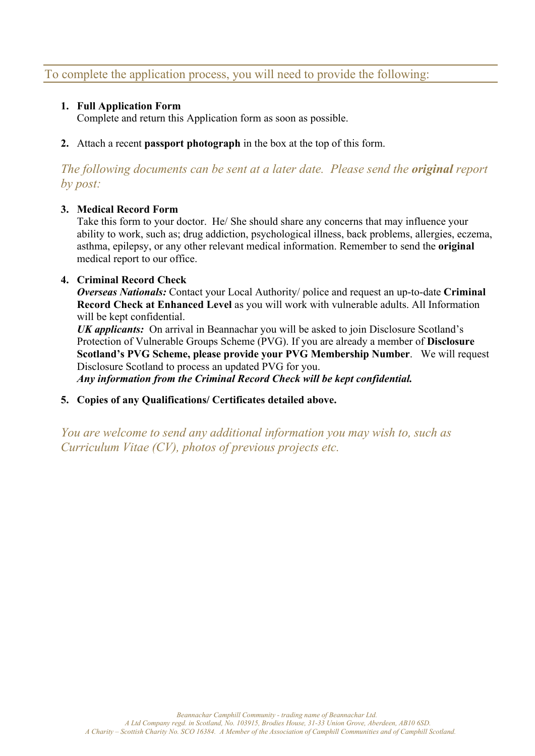## To complete the application process, you will need to provide the following:

1. **Full Application Form**
   Complete and return this Application form as soon as possible.

2. Attach a recent **passport photograph** in the box at the top of this form.

*The following documents can be sent at a later date. Please send the **original** report by post:*

3. **Medical Record Form**
   Take this form to your doctor. He/ She should share any concerns that may influence your ability to work, such as; drug addiction, psychological illness, back problems, allergies, eczema, asthma, epilepsy, or any other relevant medical information. Remember to send the **original** medical report to our office.

4. **Criminal Record Check**
   ***Overseas Nationals:*** Contact your Local Authority/ police and request an up-to-date **Criminal Record Check at Enhanced Level** as you will work with vulnerable adults. All Information will be kept confidential.
   ***UK applicants:*** On arrival in Beannachar you will be asked to join Disclosure Scotland's Protection of Vulnerable Groups Scheme (PVG). If you are already a member of **Disclosure Scotland's PVG Scheme, please provide your PVG Membership Number**. We will request Disclosure Scotland to process an updated PVG for you.
   ***Any information from the Criminal Record Check will be kept confidential.***

5. **Copies of any Qualifications/ Certificates detailed above.**

*You are welcome to send any additional information you may wish to, such as Curriculum Vitae (CV), photos of previous projects etc.*

*Beannachar Camphill Community - trading name of Beannachar Ltd.*
*A Ltd Company regd. in Scotland, No. 103915, Brodies House, 31-33 Union Grove, Aberdeen, AB10 6SD.*
*A Charity – Scottish Charity No. SCO 16384. A Member of the Association of Camphill Communities and of Camphill Scotland.*